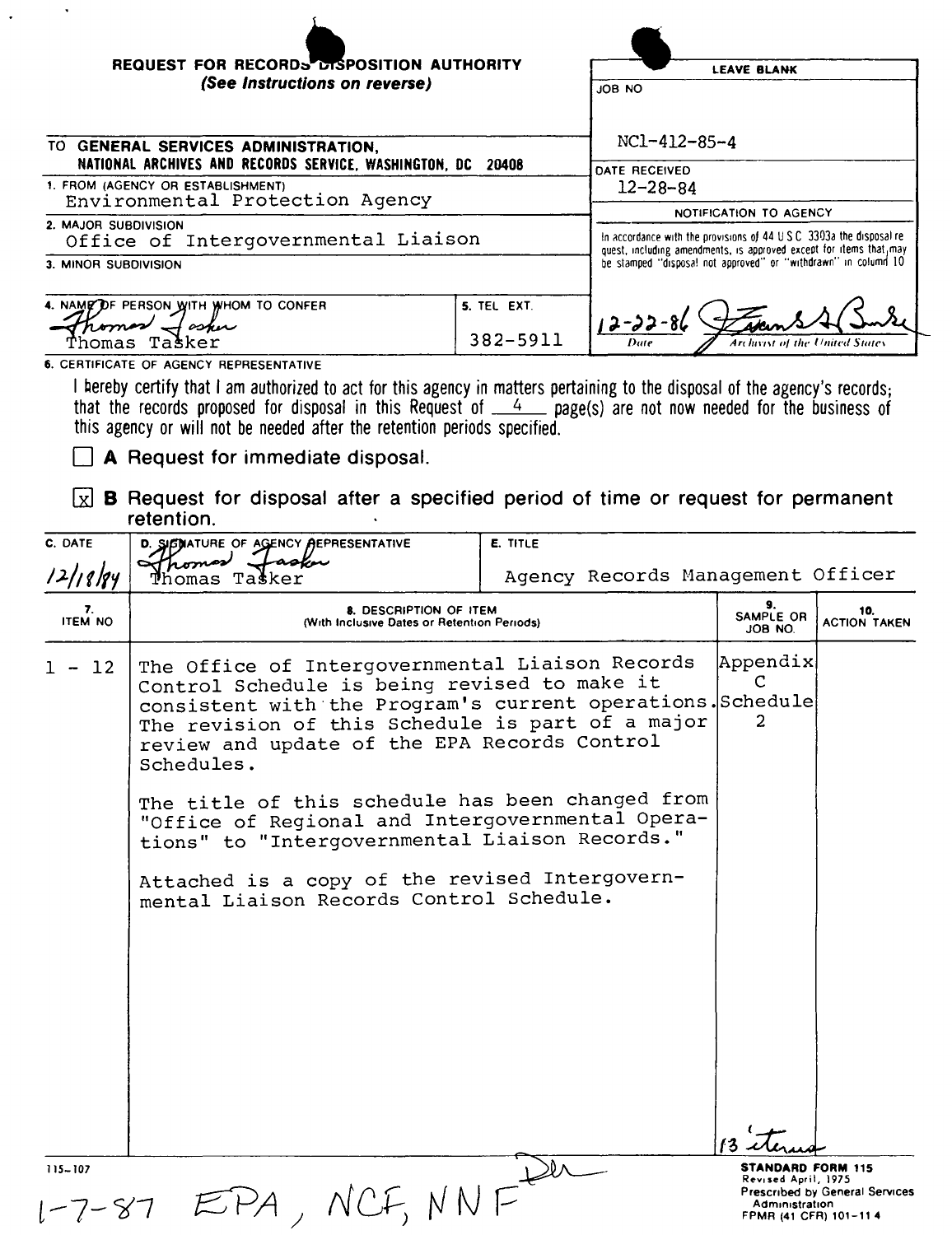# REQUEST FOR RECORDS DISPOSITION AUTHORITY

*(See Instructions on reverse)*

| LEAVE BLANK |
|---|
| JOB NO<br>NC1-412-85-4 |
| DATE RECEIVED<br>12-28-84 |
| NOTIFICATION TO AGENCY<br>In accordance with the provisions of 44 U S C 3303a the disposal request, including amendments, is approved except for items that may be stamped "disposal not approved" or "withdrawn" in column 10 |
| 12-22-86 *[signature]* |
| Date / Archivist of the United States |

TO **GENERAL SERVICES ADMINISTRATION, NATIONAL ARCHIVES AND RECORDS SERVICE, WASHINGTON, DC 20408**

1. FROM (AGENCY OR ESTABLISHMENT)
Environmental Protection Agency

2. MAJOR SUBDIVISION
Office of Intergovernmental Liaison

3. MINOR SUBDIVISION

4. NAME OF PERSON WITH WHOM TO CONFER
*Thomas Tasker*
Thomas Tasker

5. TEL EXT.
382-5911

6. CERTIFICATE OF AGENCY REPRESENTATIVE

I hereby certify that I am authorized to act for this agency in matters pertaining to the disposal of the agency's records; that the records proposed for disposal in this Request of 4 page(s) are not now needed for the business of this agency or will not be needed after the retention periods specified.

☐ **A** Request for immediate disposal.

☒ **B** Request for disposal after a specified period of time or request for permanent retention.

| C. DATE | D. SIGNATURE OF AGENCY REPRESENTATIVE | E. TITLE |
|---|---|---|
| 12/18/84 | *Thomas Tasker*<br>Thomas Tasker | Agency Records Management Officer |

| 7. ITEM NO | 8. DESCRIPTION OF ITEM (With Inclusive Dates or Retention Periods) | 9. SAMPLE OR JOB NO. | 10. ACTION TAKEN |
|---|---|---|---|
| 1 - 12 | The Office of Intergovernmental Liaison Records Control Schedule is being revised to make it consistent with the Program's current operations. The revision of this Schedule is part of a major review and update of the EPA Records Control Schedules.<br><br>The title of this schedule has been changed from "Office of Regional and Intergovernmental Operations" to "Intergovernmental Liaison Records."<br><br>Attached is a copy of the revised Intergovernmental Liaison Records Control Schedule. | Appendix C Schedule 2<br><br>13 items | |

115-107

1-7-87 EPA, NCF, NNF

**STANDARD FORM 115**
Revised April, 1975
Prescribed by General Services Administration
FPMR (41 CFR) 101-11 4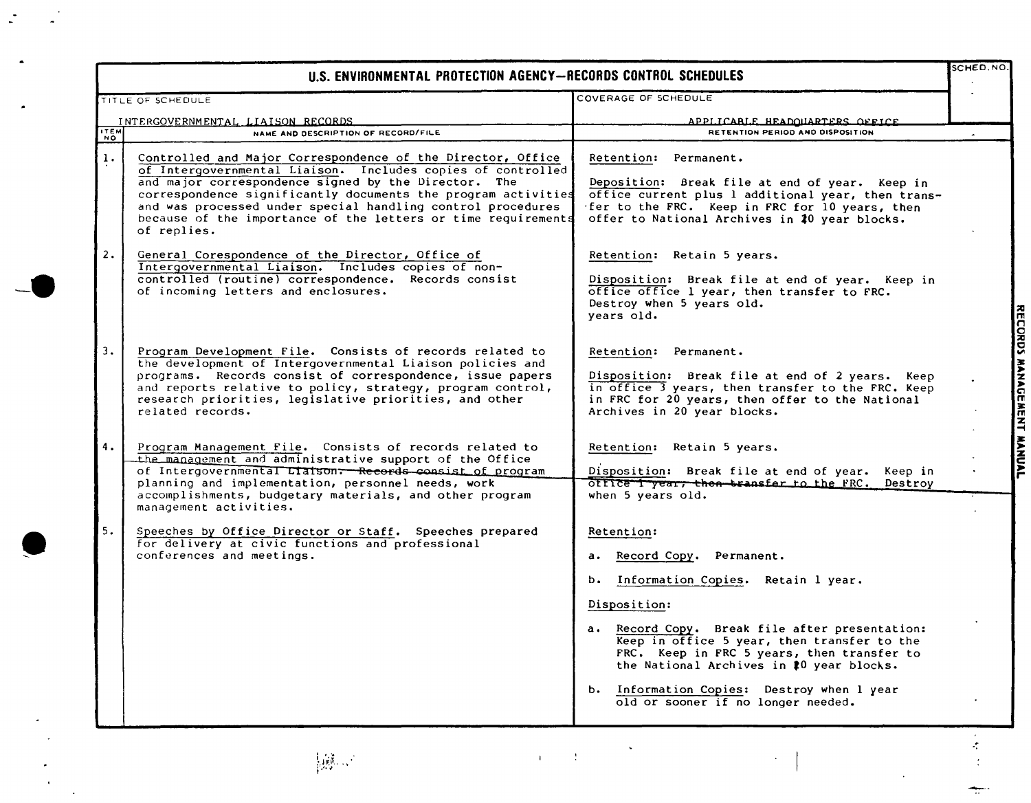# U.S. ENVIRONMENTAL PROTECTION AGENCY—RECORDS CONTROL SCHEDULES

| TITLE OF SCHEDULE | COVERAGE OF SCHEDULE | SCHED. NO. |
|---|---|---|
| INTERGOVERNMENTAL LIAISON RECORDS | APPLICABLE HEADQUARTERS OFFICE | |

| ITEM NO | NAME AND DESCRIPTION OF RECORD/FILE | RETENTION PERIOD AND DISPOSITION |
|---|---|---|
| 1. | Controlled and Major Correspondence of the Director, Office of Intergovernmental Liaison. Includes copies of controlled and major correspondence signed by the Director. The correspondence significantly documents the program activities and was processed under special handling control procedures because of the importance of the letters or time requirements of replies. | Retention: Permanent.<br><br>Deposition: Break file at end of year. Keep in office current plus 1 additional year, then transfer to the FRC. Keep in FRC for 10 years, then offer to National Archives in 10 year blocks. |
| 2. | General Corespondence of the Director, Office of Intergovernmental Liaison. Includes copies of non-controlled (routine) correspondence. Records consist of incoming letters and enclosures. | Retention: Retain 5 years.<br><br>Disposition: Break file at end of year. Keep in office office 1 year, then transfer to FRC. Destroy when 5 years old. years old. |
| 3. | Program Development File. Consists of records related to the development of Intergovernmental Liaison policies and programs. Records consist of correspondence, issue papers and reports relative to policy, strategy, program control, research priorities, legislative priorities, and other related records. | Retention: Permanent.<br><br>Disposition: Break file at end of 2 years. Keep in office 3 years, then transfer to the FRC. Keep in FRC for 20 years, then offer to the National Archives in 20 year blocks. |
| 4. | Program Management File. Consists of records related to the management and administrative support of the Office of Intergovernmental ~~Liaison. Records consist of~~ program planning and implementation, personnel needs, work accomplishments, budgetary materials, and other program management activities. | Retention: Retain 5 years.<br><br>Disposition: Break file at end of year. Keep in ~~office 1 year, then transfer to the FRC.~~ Destroy when 5 years old. |
| 5. | Speeches by Office Director or Staff. Speeches prepared for delivery at civic functions and professional conferences and meetings. | Retention:<br><br>a. Record Copy. Permanent.<br><br>b. Information Copies. Retain 1 year.<br><br>Disposition:<br><br>a. Record Copy. Break file after presentation: Keep in office 5 year, then transfer to the FRC. Keep in FRC 5 years, then transfer to the National Archives in 10 year blocks.<br><br>b. Information Copies: Destroy when 1 year old or sooner if no longer needed. |

RECORDS MANAGEMENT MANUAL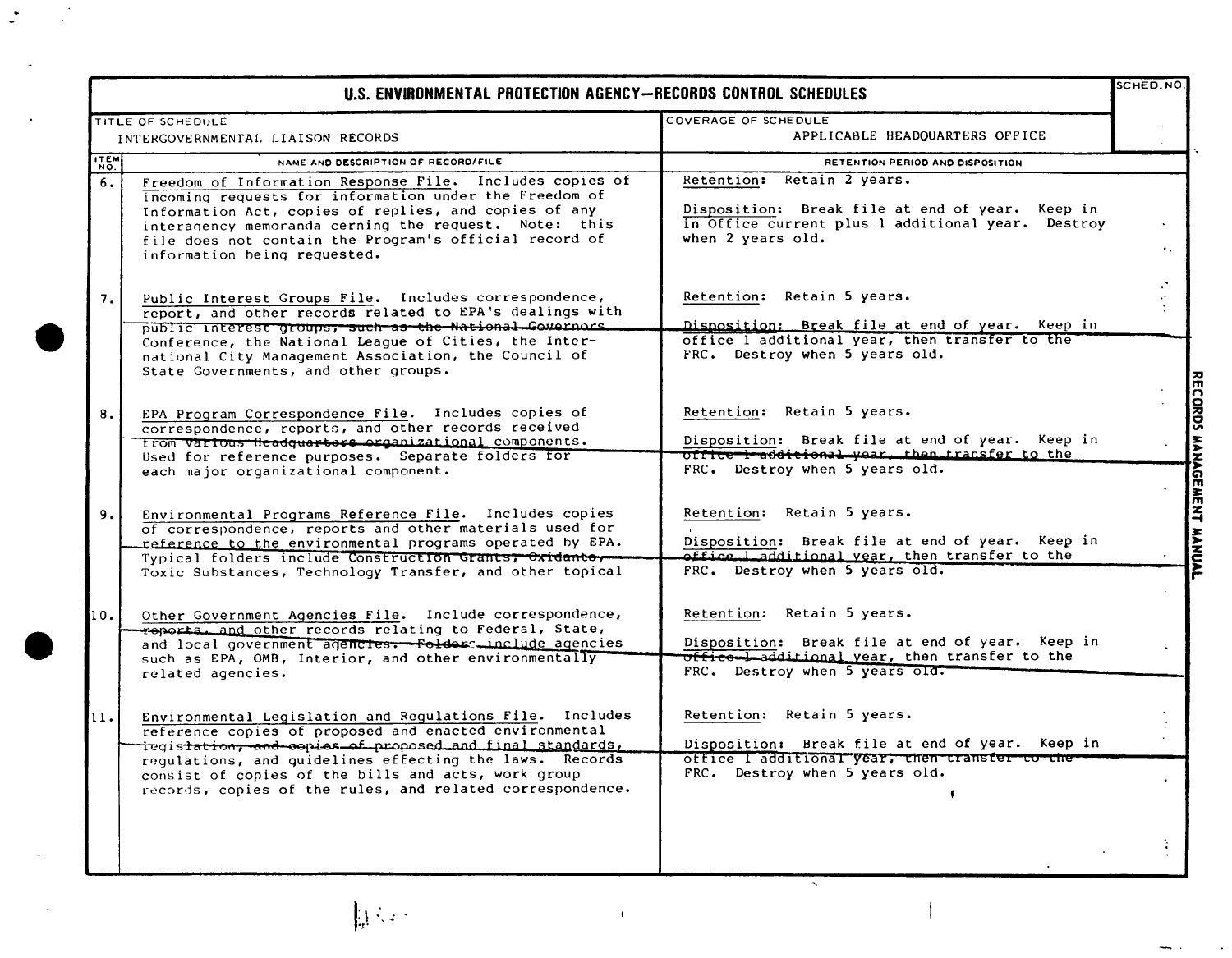# U.S. ENVIRONMENTAL PROTECTION AGENCY—RECORDS CONTROL SCHEDULES

| TITLE OF SCHEDULE | COVERAGE OF SCHEDULE | SCHED. NO. |
|---|---|---|
| INTERGOVERNMENTAL LIAISON RECORDS | APPLICABLE HEADQUARTERS OFFICE | |

| ITEM NO. | NAME AND DESCRIPTION OF RECORD/FILE | RETENTION PERIOD AND DISPOSITION |
|---|---|---|
| 6. | Freedom of Information Response File. Includes copies of incoming requests for information under the Freedom of Information Act, copies of replies, and copies of any interagency memoranda cerning the request. Note: this file does not contain the Program's official record of information being requested. | Retention: Retain 2 years.<br><br>Disposition: Break file at end of year. Keep in in Office current plus 1 additional year. Destroy when 2 years old. |
| 7. | Public Interest Groups File. Includes correspondence, report, and other records related to EPA's dealings with public interest groups, such as the National Governors Conference, the National League of Cities, the International City Management Association, the Council of State Governments, and other groups. | Retention: Retain 5 years.<br><br>Disposition: Break file at end of year. Keep in office 1 additional year, then transfer to the FRC. Destroy when 5 years old. |
| 8. | EPA Program Correspondence File. Includes copies of correspondence, reports, and other records received from various Headquarters organizational components. Used for reference purposes. Separate folders for each major organizational component. | Retention: Retain 5 years.<br><br>Disposition: Break file at end of year. Keep in office 1 additional year, then transfer to the FRC. Destroy when 5 years old. |
| 9. | Environmental Programs Reference File. Includes copies of correspondence, reports and other materials used for reference to the environmental programs operated by EPA. Typical folders include Construction Grants, Oxidants, Toxic Substances, Technology Transfer, and other topical | Retention: Retain 5 years.<br><br>Disposition: Break file at end of year. Keep in office 1 additional year, then transfer to the FRC. Destroy when 5 years old. |
| 10. | Other Government Agencies File. Include correspondence, reports, and other records relating to Federal, State, and local government agencies. Folders include agencies such as EPA, OMB, Interior, and other environmentally related agencies. | Retention: Retain 5 years.<br><br>Disposition: Break file at end of year. Keep in office 1 additional year, then transfer to the FRC. Destroy when 5 years old. |
| 11. | Environmental Legislation and Regulations File. Includes reference copies of proposed and enacted environmental legislation, and copies of proposed and final standards, regulations, and guidelines effecting the laws. Records consist of copies of the bills and acts, work group records, copies of the rules, and related correspondence. | Retention: Retain 5 years.<br><br>Disposition: Break file at end of year. Keep in office 1 additional year, then transfer to the FRC. Destroy when 5 years old. |

RECORDS MANAGEMENT MANUAL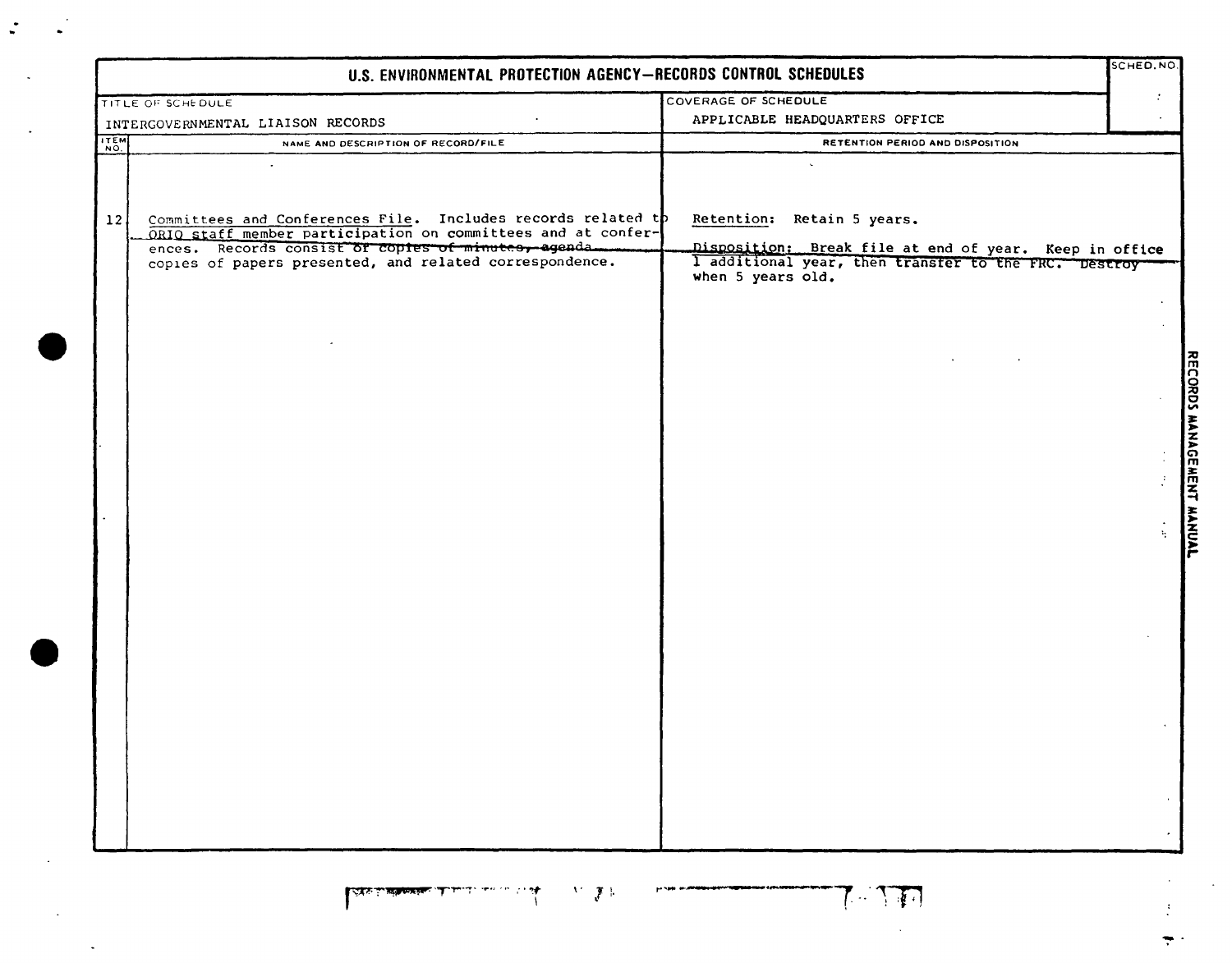# U.S. ENVIRONMENTAL PROTECTION AGENCY—RECORDS CONTROL SCHEDULES

| TITLE OF SCHEDULE | COVERAGE OF SCHEDULE | SCHED. NO. |
|---|---|---|
| INTERGOVERNMENTAL LIAISON RECORDS | APPLICABLE HEADQUARTERS OFFICE | |

| ITEM NO. | NAME AND DESCRIPTION OF RECORD/FILE | RETENTION PERIOD AND DISPOSITION |
|---|---|---|
| 12 | Committees and Conferences File. Includes records related to ORIO staff member participation on committees and at conferences. Records consist of copies of minutes, agenda, copies of papers presented, and related correspondence. | Retention: Retain 5 years.<br><br>Disposition: Break file at end of year. Keep in office 1 additional year, then transfer to the FRC. Destroy when 5 years old. |

RECORDS MANAGEMENT MANUAL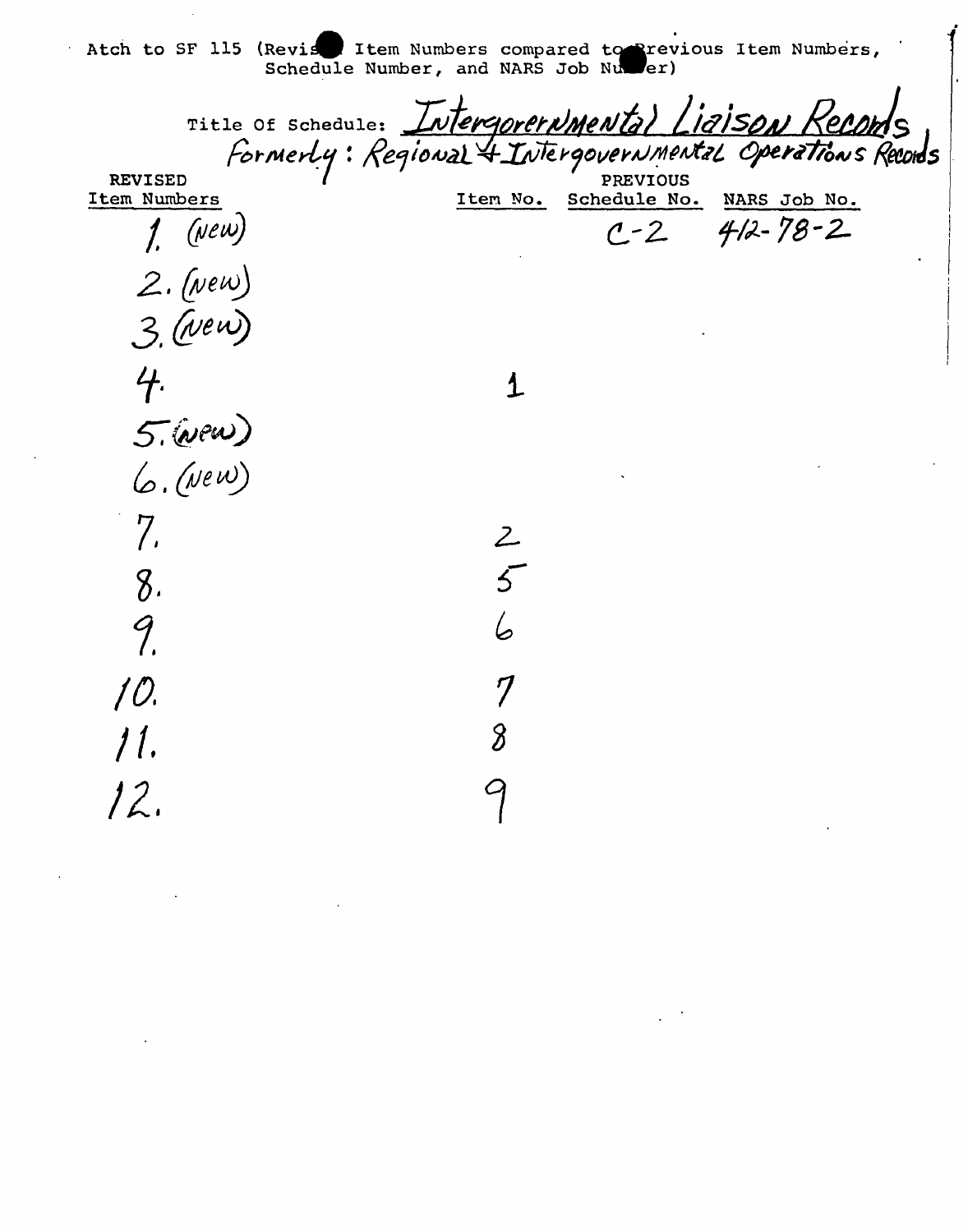Atch to SF 115 (Revised Item Numbers compared to Previous Item Numbers, Schedule Number, and NARS Job Number)

Title Of Schedule: Intergovernmental Liaison Records
Formerly: Regional & Intergovernmental Operations Records

| REVISED Item Numbers | PREVIOUS Item No. | PREVIOUS Schedule No. | PREVIOUS NARS Job No. |
|---|---|---|---|
| 1. (new) | | C-2 | 412-78-2 |
| 2. (new) | | | |
| 3. (new) | | | |
| 4. | 1 | | |
| 5. (new) | | | |
| 6. (new) | | | |
| 7. | 2 | | |
| 8. | 5 | | |
| 9. | 6 | | |
| 10. | 7 | | |
| 11. | 8 | | |
| 12. | 9 | | |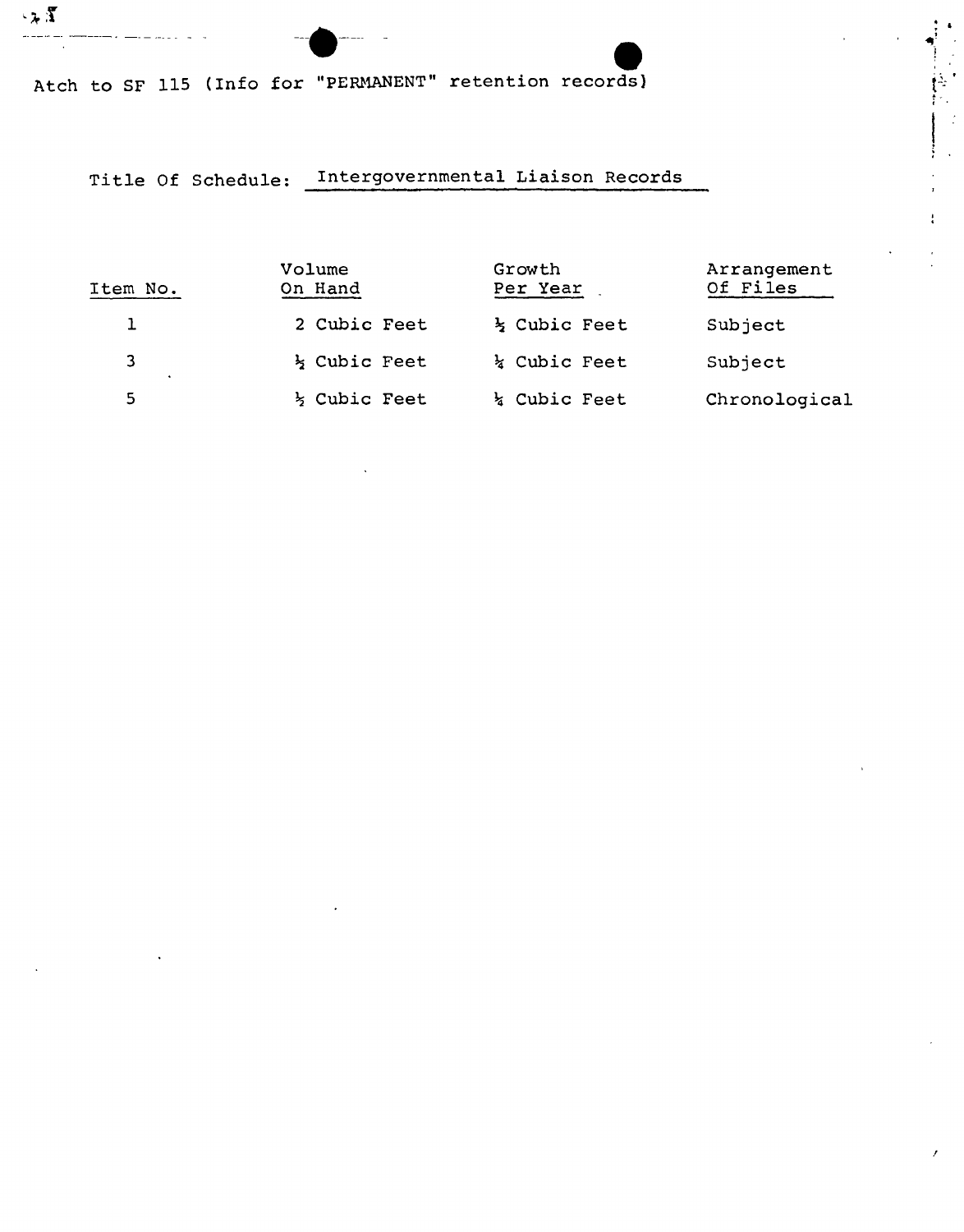Atch to SF 115 (Info for "PERMANENT" retention records)

Title Of Schedule: Intergovernmental Liaison Records

| Item No. | Volume On Hand | Growth Per Year | Arrangement Of Files |
|---|---|---|---|
| 1 | 2 Cubic Feet | ½ Cubic Feet | Subject |
| 3 | ½ Cubic Feet | ¼ Cubic Feet | Subject |
| 5 | ½ Cubic Feet | ¼ Cubic Feet | Chronological |